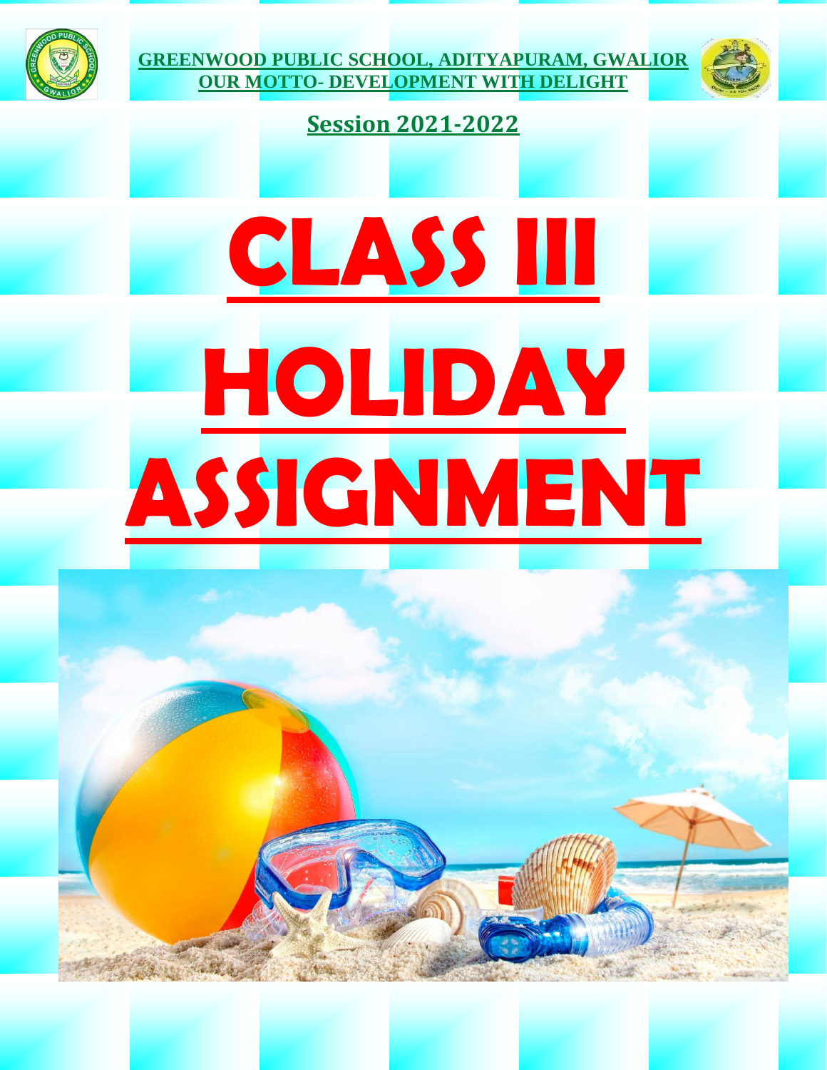**GREENWOOD PUBLIC SCHOOL, ADITYAPURAM, GWALIOR**
**OUR MOTTO- DEVELOPMENT WITH DELIGHT**

**Session 2021-2022**

# CLASS III

# HOLIDAY ASSIGNMENT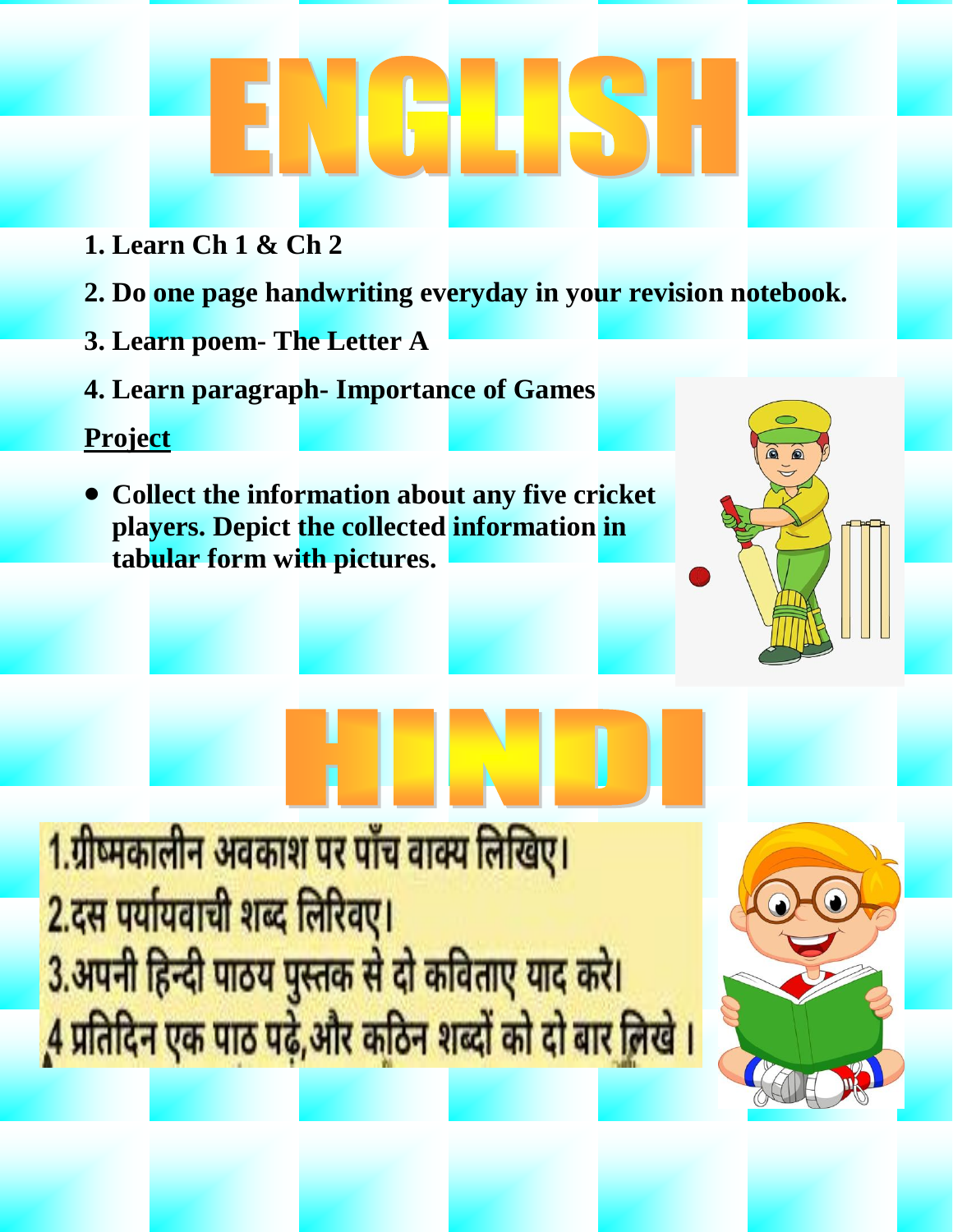# ENGLISH

1. Learn Ch 1 & Ch 2
2. Do one page handwriting everyday in your revision notebook.
3. Learn poem- The Letter A
4. Learn paragraph- Importance of Games

**Project**

- Collect the information about any five cricket players. Depict the collected information in tabular form with pictures.

# HINDI

1.ग्रीष्मकालीन अवकाश पर पाँच वाक्य लिखिए।
2.दस पर्यायवाची शब्द लिखिए।
3.अपनी हिन्दी पाठय पुस्तक से दो कविताए याद करे।
4 प्रतिदिन एक पाठ पढ़े,और कठिन शब्दों को दो बार लिखे ।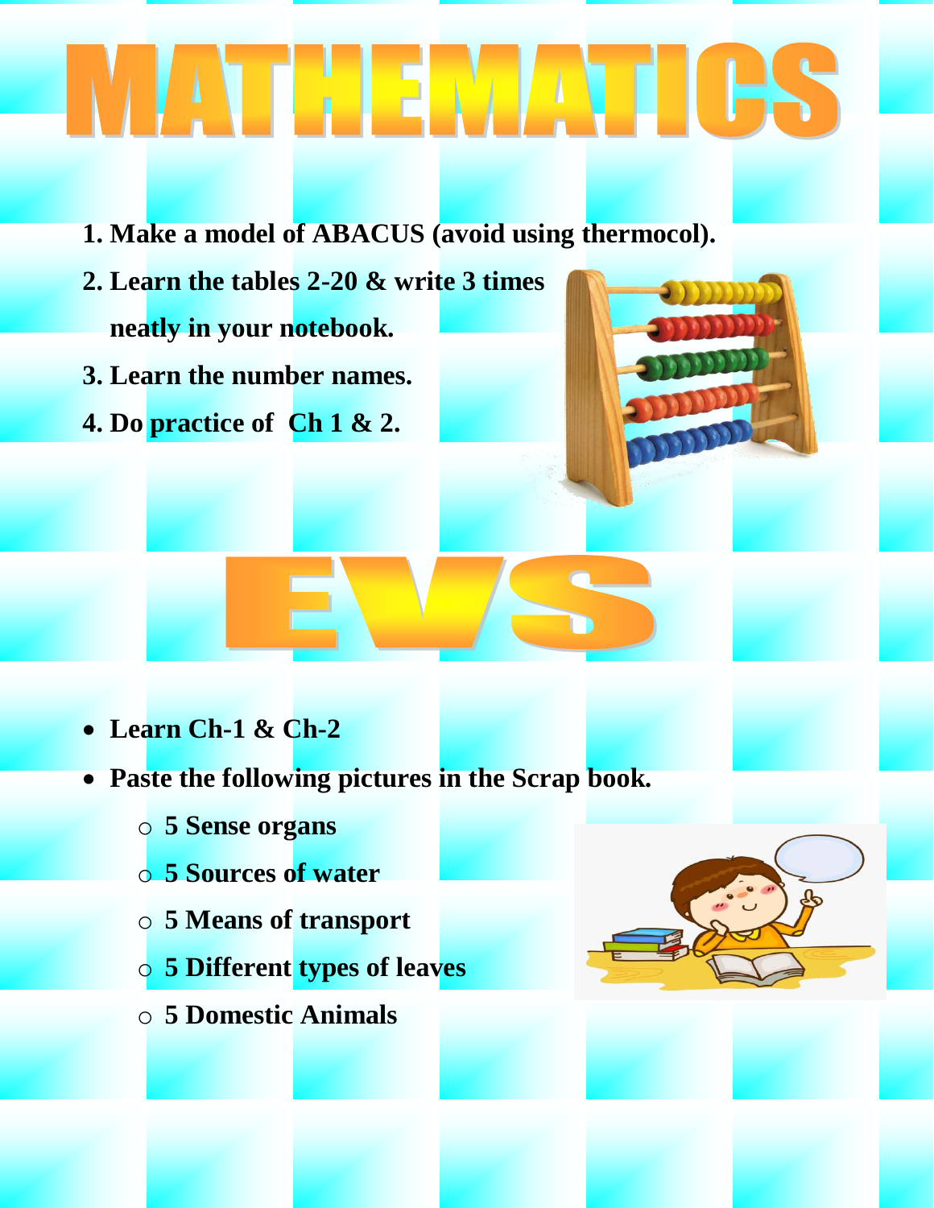# MATHEMATICS

1. **Make a model of ABACUS (avoid using thermocol).**
2. **Learn the tables 2-20 & write 3 times neatly in your notebook.**
3. **Learn the number names.**
4. **Do practice of Ch 1 & 2.**

# EVS

- **Learn Ch-1 & Ch-2**
- **Paste the following pictures in the Scrap book.**
  - **5 Sense organs**
  - **5 Sources of water**
  - **5 Means of transport**
  - **5 Different types of leaves**
  - **5 Domestic Animals**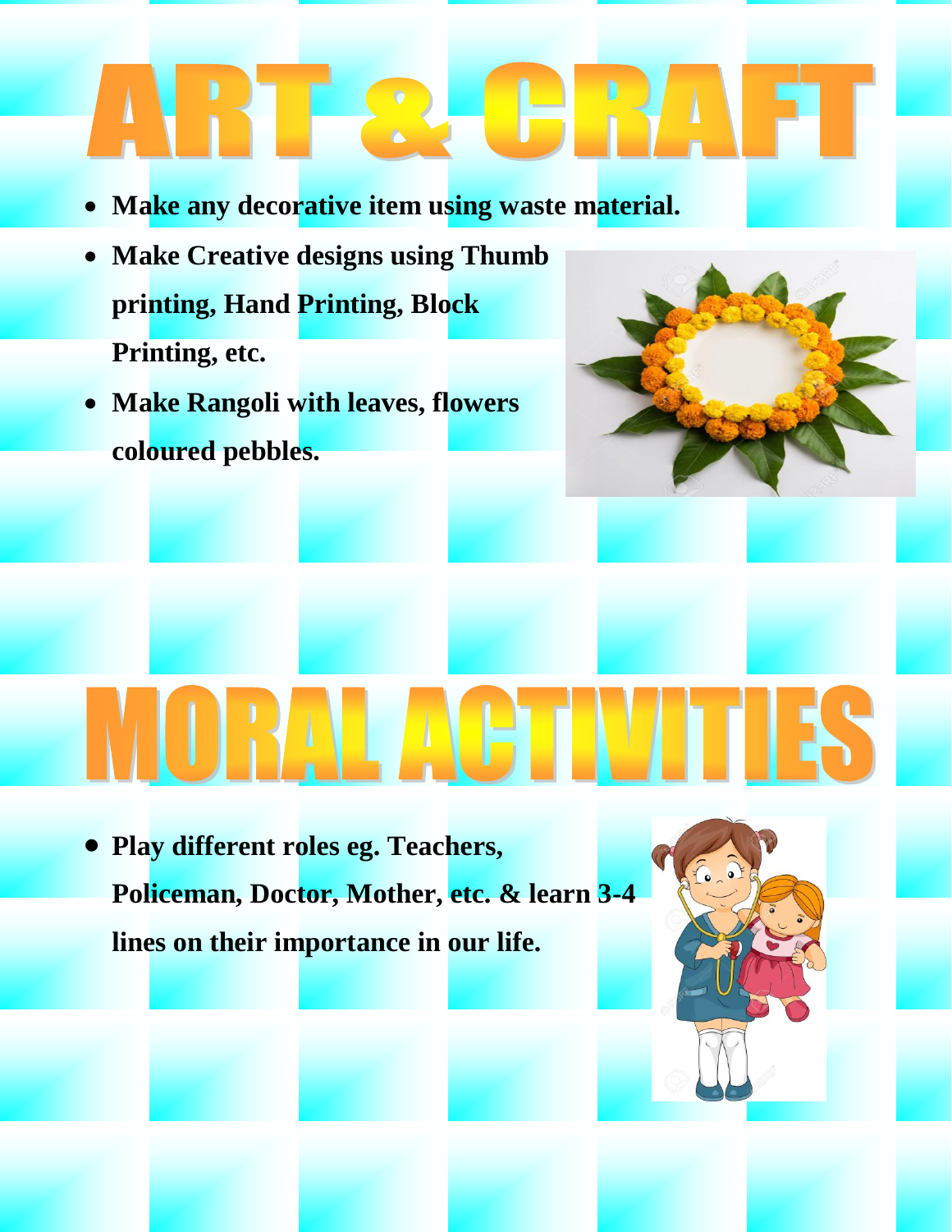# ART & CRAFT

- **Make any decorative item using waste material.**
- **Make Creative designs using Thumb printing, Hand Printing, Block Printing, etc.**
- **Make Rangoli with leaves, flowers coloured pebbles.**

# MORAL ACTIVITIES

- **Play different roles eg. Teachers, Policeman, Doctor, Mother, etc. & learn 3-4 lines on their importance in our life.**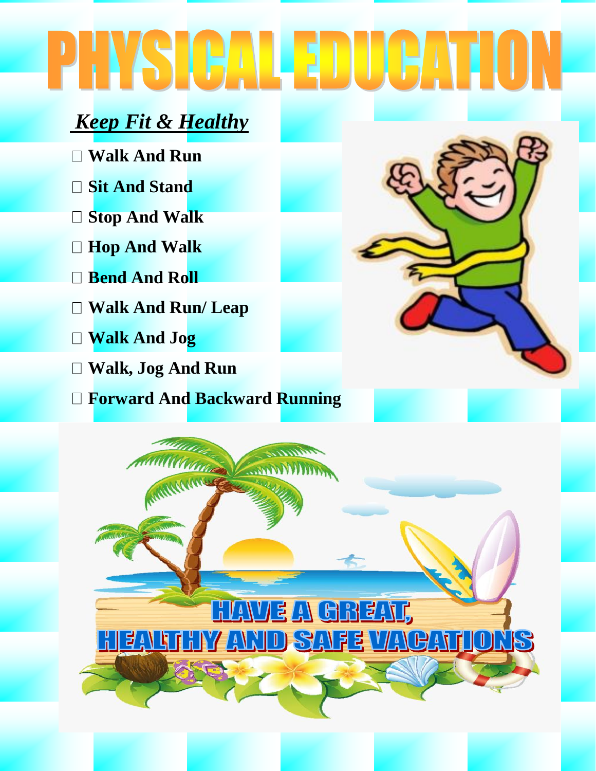# PHYSICAL EDUCATION

***Keep Fit & Healthy***

- **Walk And Run**
- **Sit And Stand**
- **Stop And Walk**
- **Hop And Walk**
- **Bend And Roll**
- **Walk And Run/ Leap**
- **Walk And Jog**
- **Walk, Jog And Run**
- **Forward And Backward Running**

HAVE A GREAT,
HEALTHY AND SAFE VACATIONS